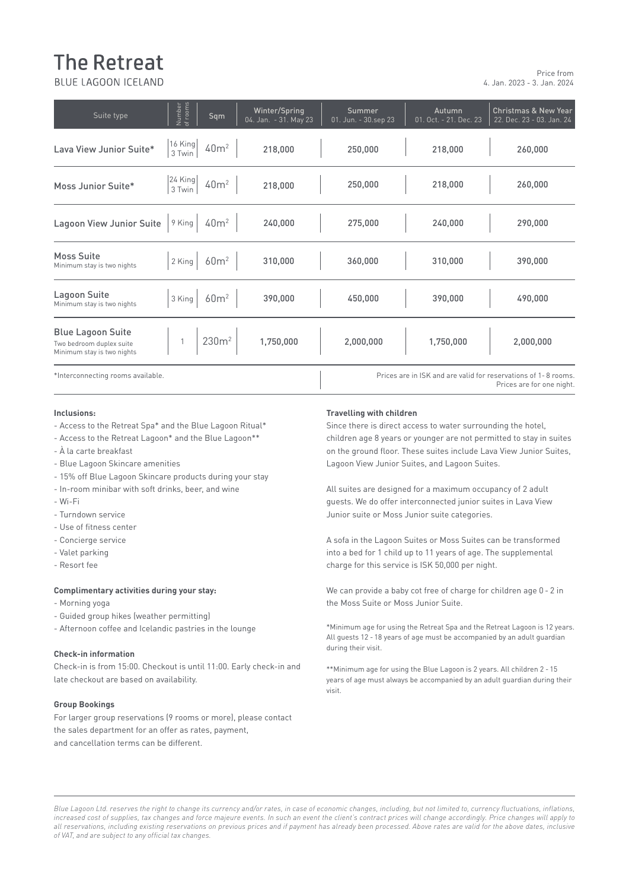# The Retreat

BLUE LAGOON ICELAND

Price from
4. Jan. 2023 - 3. Jan. 2024

| Suite type | Number of rooms | Sqm | Winter/Spring 04. Jan. - 31. May 23 | Summer 01. Jun. - 30.sep 23 | Autumn 01. Oct. - 21. Dec. 23 | Christmas & New Year 22. Dec. 23 - 03. Jan. 24 |
|---|---|---|---|---|---|---|
| Lava View Junior Suite* | 16 King 3 Twin | 40m$^2$ | 218,000 | 250,000 | 218,000 | 260,000 |
| Moss Junior Suite* | 24 King 3 Twin | 40m$^2$ | 218,000 | 250,000 | 218,000 | 260,000 |
| Lagoon View Junior Suite | 9 King | 40m$^2$ | 240,000 | 275,000 | 240,000 | 290,000 |
| Moss Suite<br>Minimum stay is two nights | 2 King | 60m$^2$ | 310,000 | 360,000 | 310,000 | 390,000 |
| Lagoon Suite<br>Minimum stay is two nights | 3 King | 60m$^2$ | 390,000 | 450,000 | 390,000 | 490,000 |
| Blue Lagoon Suite<br>Two bedroom duplex suite<br>Minimum stay is two nights | 1 | 230m$^2$ | 1,750,000 | 2,000,000 | 1,750,000 | 2,000,000 |

*Interconnecting rooms available.

Prices are in ISK and are valid for reservations of 1- 8 rooms.
Prices are for one night.

**Inclusions:**

- Access to the Retreat Spa* and the Blue Lagoon Ritual*
- Access to the Retreat Lagoon* and the Blue Lagoon**
- À la carte breakfast
- Blue Lagoon Skincare amenities
- 15% off Blue Lagoon Skincare products during your stay
- In-room minibar with soft drinks, beer, and wine
- Wi-Fi
- Turndown service
- Use of fitness center
- Concierge service
- Valet parking
- Resort fee

**Complimentary activities during your stay:**

- Morning yoga
- Guided group hikes (weather permitting)
- Afternoon coffee and Icelandic pastries in the lounge

**Check-in information**

Check-in is from 15:00. Checkout is until 11:00. Early check-in and late checkout are based on availability.

**Group Bookings**

For larger group reservations (9 rooms or more), please contact the sales department for an offer as rates, payment, and cancellation terms can be different.

**Travelling with children**

Since there is direct access to water surrounding the hotel, children age 8 years or younger are not permitted to stay in suites on the ground floor. These suites include Lava View Junior Suites, Lagoon View Junior Suites, and Lagoon Suites.

All suites are designed for a maximum occupancy of 2 adult guests. We do offer interconnected junior suites in Lava View Junior suite or Moss Junior suite categories.

A sofa in the Lagoon Suites or Moss Suites can be transformed into a bed for 1 child up to 11 years of age. The supplemental charge for this service is ISK 50,000 per night.

We can provide a baby cot free of charge for children age 0 - 2 in the Moss Suite or Moss Junior Suite.

*Minimum age for using the Retreat Spa and the Retreat Lagoon is 12 years. All guests 12 - 18 years of age must be accompanied by an adult guardian during their visit.

**Minimum age for using the Blue Lagoon is 2 years. All children 2 - 15 years of age must always be accompanied by an adult guardian during their visit.

*Blue Lagoon Ltd. reserves the right to change its currency and/or rates, in case of economic changes, including, but not limited to, currency fluctuations, inflations, increased cost of supplies, tax changes and force majeure events. In such an event the client's contract prices will change accordingly. Price changes will apply to all reservations, including existing reservations on previous prices and if payment has already been processed. Above rates are valid for the above dates, inclusive of VAT, and are subject to any official tax changes.*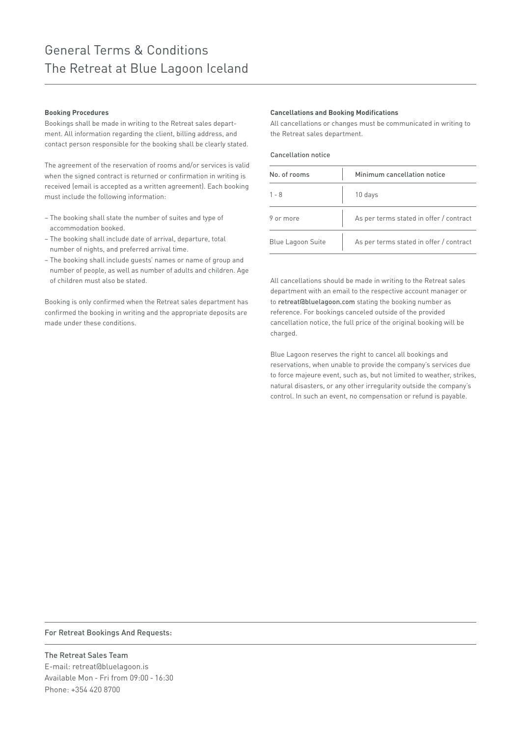# General Terms & Conditions
# The Retreat at Blue Lagoon Iceland

**Booking Procedures**

Bookings shall be made in writing to the Retreat sales department. All information regarding the client, billing address, and contact person responsible for the booking shall be clearly stated.

The agreement of the reservation of rooms and/or services is valid when the signed contract is returned or confirmation in writing is received (email is accepted as a written agreement). Each booking must include the following information:

- The booking shall state the number of suites and type of accommodation booked.
- The booking shall include date of arrival, departure, total number of nights, and preferred arrival time.
- The booking shall include guests' names or name of group and number of people, as well as number of adults and children. Age of children must also be stated.

Booking is only confirmed when the Retreat sales department has confirmed the booking in writing and the appropriate deposits are made under these conditions.

**Cancellations and Booking Modifications**

All cancellations or changes must be communicated in writing to the Retreat sales department.

Cancellation notice

| No. of rooms | Minimum cancellation notice |
|---|---|
| 1 - 8 | 10 days |
| 9 or more | As per terms stated in offer / contract |
| Blue Lagoon Suite | As per terms stated in offer / contract |

All cancellations should be made in writing to the Retreat sales department with an email to the respective account manager or to retreat@bluelagoon.com stating the booking number as reference. For bookings canceled outside of the provided cancellation notice, the full price of the original booking will be charged.

Blue Lagoon reserves the right to cancel all bookings and reservations, when unable to provide the company's services due to force majeure event, such as, but not limited to weather, strikes, natural disasters, or any other irregularity outside the company's control. In such an event, no compensation or refund is payable.

For Retreat Bookings And Requests:

The Retreat Sales Team
E-mail: retreat@bluelagoon.is
Available Mon - Fri from 09:00 - 16:30
Phone: +354 420 8700